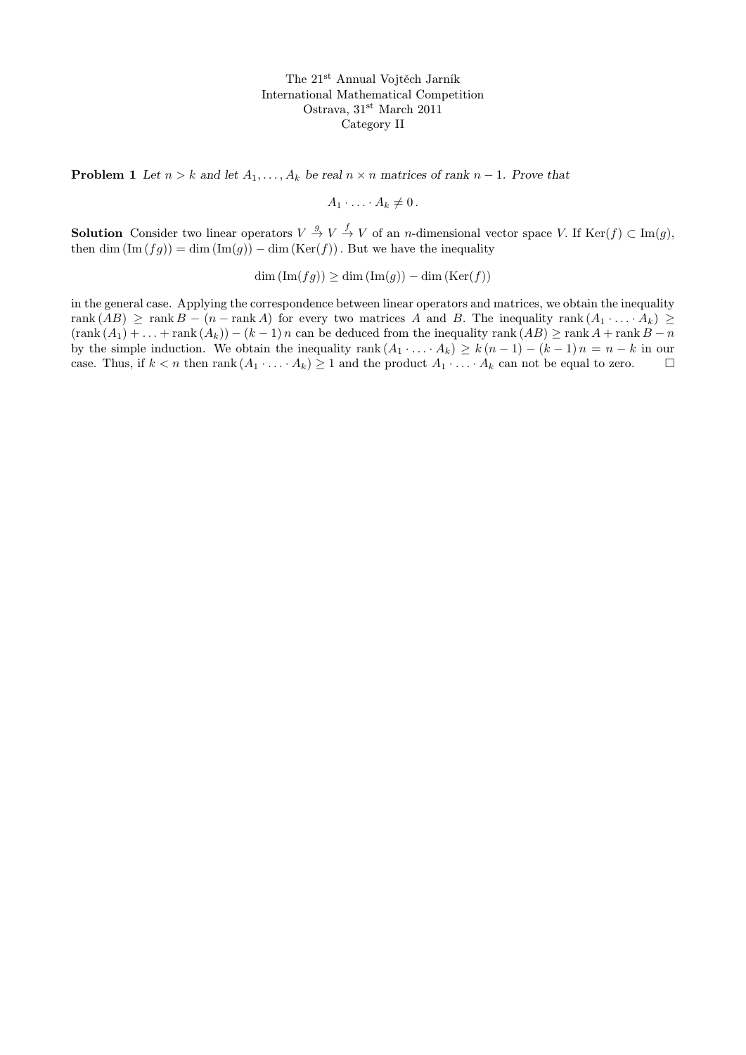The 21[st] Annual Vojtěch Jarník
International Mathematical Competition
Ostrava, 31[st] March 2011
Category II

**Problem 1** *Let $n > k$ and let $A_1, \dots, A_k$ be real $n \times n$ matrices of rank $n-1$. Prove that*

$$A_1 \cdot \ldots \cdot A_k \neq 0\,.$$

**Solution** Consider two linear operators $V \xrightarrow{g} V \xrightarrow{f} V$ of an $n$-dimensional vector space $V$. If $\operatorname{Ker}(f) \subset \operatorname{Im}(g)$, then $\dim(\operatorname{Im}(fg)) = \dim(\operatorname{Im}(g)) - \dim(\operatorname{Ker}(f))$. But we have the inequality

$$\dim(\operatorname{Im}(fg)) \geq \dim(\operatorname{Im}(g)) - \dim(\operatorname{Ker}(f))$$

in the general case. Applying the correspondence between linear operators and matrices, we obtain the inequality $\operatorname{rank}(AB) \geq \operatorname{rank} B - (n - \operatorname{rank} A)$ for every two matrices $A$ and $B$. The inequality $\operatorname{rank}(A_1 \cdot \ldots \cdot A_k) \geq (\operatorname{rank}(A_1) + \ldots + \operatorname{rank}(A_k)) - (k-1)\,n$ can be deduced from the inequality $\operatorname{rank}(AB) \geq \operatorname{rank} A + \operatorname{rank} B - n$ by the simple induction. We obtain the inequality $\operatorname{rank}(A_1 \cdot \ldots \cdot A_k) \geq k\,(n-1) - (k-1)\,n = n - k$ in our case. Thus, if $k < n$ then $\operatorname{rank}(A_1 \cdot \ldots \cdot A_k) \geq 1$ and the product $A_1 \cdot \ldots \cdot A_k$ can not be equal to zero. $\square$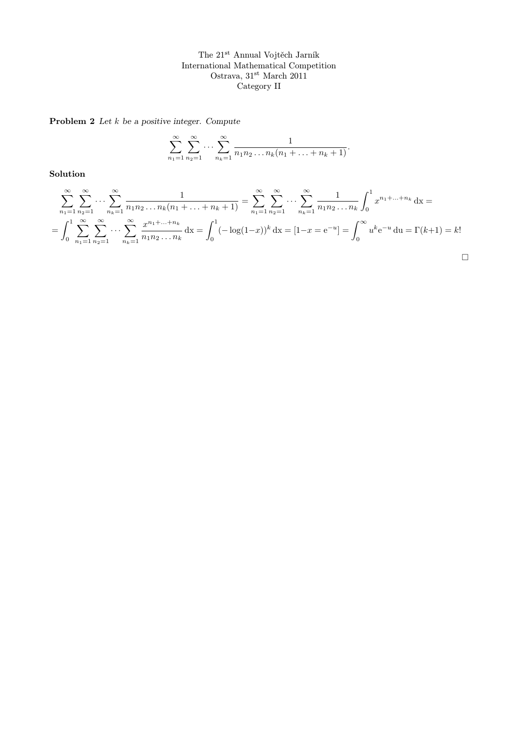The 21[st] Annual Vojtěch Jarník
International Mathematical Competition
Ostrava, 31[st] March 2011
Category II

**Problem 2** *Let $k$ be a positive integer. Compute*

$$\sum_{n_1=1}^{\infty}\sum_{n_2=1}^{\infty}\cdots\sum_{n_k=1}^{\infty}\frac{1}{n_1 n_2 \dots n_k(n_1+\ldots+n_k+1)}.$$

**Solution**

$$\sum_{n_1=1}^{\infty}\sum_{n_2=1}^{\infty}\cdots\sum_{n_k=1}^{\infty}\frac{1}{n_1 n_2 \dots n_k(n_1+\ldots+n_k+1)} = \sum_{n_1=1}^{\infty}\sum_{n_2=1}^{\infty}\cdots\sum_{n_k=1}^{\infty}\frac{1}{n_1 n_2 \dots n_k}\int_0^1 x^{n_1+\ldots+n_k}\,\mathrm{dx} =$$

$$= \int_0^1 \sum_{n_1=1}^{\infty}\sum_{n_2=1}^{\infty}\cdots\sum_{n_k=1}^{\infty}\frac{x^{n_1+\ldots+n_k}}{n_1 n_2 \dots n_k}\,\mathrm{dx} = \int_0^1(-\log(1-x))^k\,\mathrm{dx} = [1-x=\mathrm{e}^{-u}] = \int_0^\infty u^k \mathrm{e}^{-u}\,\mathrm{du} = \Gamma(k+1) = k!$$

□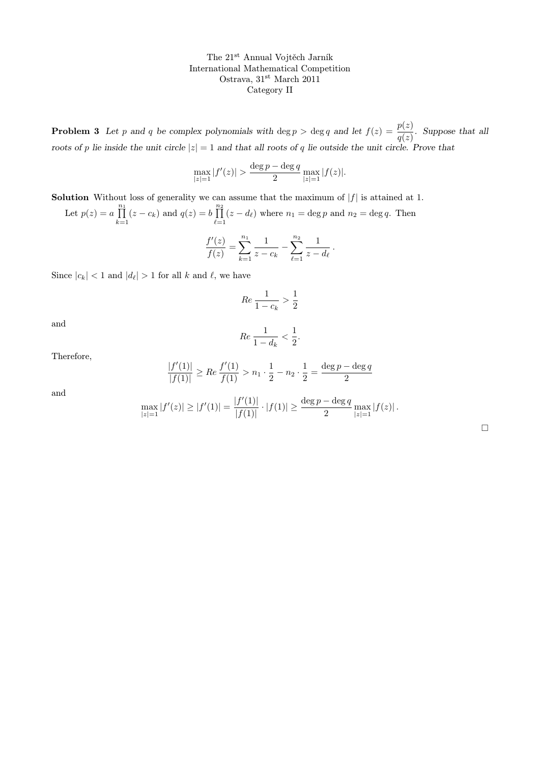The 21[st] Annual Vojtěch Jarník
International Mathematical Competition
Ostrava, 31[st] March 2011
Category II

**Problem 3** *Let $p$ and $q$ be complex polynomials with $\deg p > \deg q$ and let $f(z) = \dfrac{p(z)}{q(z)}$. Suppose that all roots of $p$ lie inside the unit circle $|z| = 1$ and that all roots of $q$ lie outside the unit circle. Prove that*

$$\max_{|z|=1} |f'(z)| > \frac{\deg p - \deg q}{2} \max_{|z|=1} |f(z)|.$$

**Solution** Without loss of generality we can assume that the maximum of $|f|$ is attained at 1.

Let $p(z) = a \prod_{k=1}^{n_1} (z - c_k)$ and $q(z) = b \prod_{\ell=1}^{n_2} (z - d_\ell)$ where $n_1 = \deg p$ and $n_2 = \deg q$. Then

$$\frac{f'(z)}{f(z)} = \sum_{k=1}^{n_1} \frac{1}{z - c_k} - \sum_{\ell=1}^{n_2} \frac{1}{z - d_\ell}.$$

Since $|c_k| < 1$ and $|d_\ell| > 1$ for all $k$ and $\ell$, we have

$$Re\, \frac{1}{1 - c_k} > \frac{1}{2}$$

and

$$Re\, \frac{1}{1 - d_k} < \frac{1}{2}.$$

Therefore,

$$\frac{|f'(1)|}{|f(1)|} \geq Re\, \frac{f'(1)}{f(1)} > n_1 \cdot \frac{1}{2} - n_2 \cdot \frac{1}{2} = \frac{\deg p - \deg q}{2}$$

and

$$\max_{|z|=1} |f'(z)| \geq |f'(1)| = \frac{|f'(1)|}{|f(1)|} \cdot |f(1)| \geq \frac{\deg p - \deg q}{2} \max_{|z|=1} |f(z)|.$$

□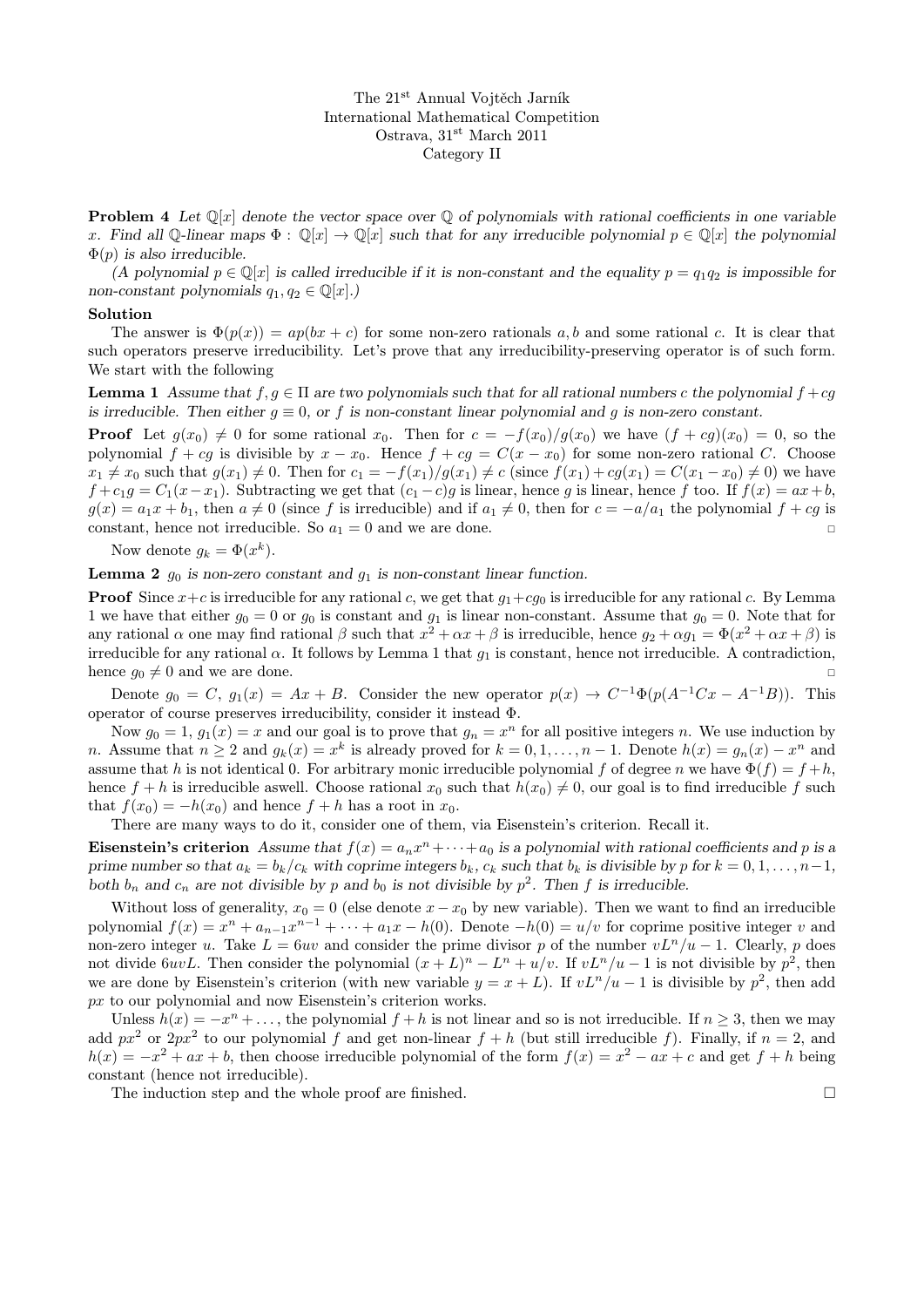The 21st Annual Vojtěch Jarník
International Mathematical Competition
Ostrava, 31st March 2011
Category II

**Problem 4** *Let $\mathbb{Q}[x]$ denote the vector space over $\mathbb{Q}$ of polynomials with rational coefficients in one variable $x$. Find all $\mathbb{Q}$-linear maps $\Phi : \mathbb{Q}[x] \to \mathbb{Q}[x]$ such that for any irreducible polynomial $p \in \mathbb{Q}[x]$ the polynomial $\Phi(p)$ is also irreducible.*

*(A polynomial $p \in \mathbb{Q}[x]$ is called irreducible if it is non-constant and the equality $p = q_1 q_2$ is impossible for non-constant polynomials $q_1, q_2 \in \mathbb{Q}[x]$.)*

**Solution**

The answer is $\Phi(p(x)) = ap(bx + c)$ for some non-zero rationals $a, b$ and some rational $c$. It is clear that such operators preserve irreducibility. Let's prove that any irreducibility-preserving operator is of such form. We start with the following

**Lemma 1** *Assume that $f, g \in \Pi$ are two polynomials such that for all rational numbers $c$ the polynomial $f + cg$ is irreducible. Then either $g \equiv 0$, or $f$ is non-constant linear polynomial and $g$ is non-zero constant.*

**Proof** Let $g(x_0) \neq 0$ for some rational $x_0$. Then for $c = -f(x_0)/g(x_0)$ we have $(f + cg)(x_0) = 0$, so the polynomial $f + cg$ is divisible by $x - x_0$. Hence $f + cg = C(x - x_0)$ for some non-zero rational $C$. Choose $x_1 \neq x_0$ such that $g(x_1) \neq 0$. Then for $c_1 = -f(x_1)/g(x_1) \neq c$ (since $f(x_1) + cg(x_1) = C(x_1 - x_0) \neq 0$) we have $f + c_1 g = C_1(x - x_1)$. Subtracting we get that $(c_1 - c)g$ is linear, hence $g$ is linear, hence $f$ too. If $f(x) = ax + b$, $g(x) = a_1 x + b_1$, then $a \neq 0$ (since $f$ is irreducible) and if $a_1 \neq 0$, then for $c = -a/a_1$ the polynomial $f + cg$ is constant, hence not irreducible. So $a_1 = 0$ and we are done. □

Now denote $g_k = \Phi(x^k)$.

**Lemma 2** *$g_0$ is non-zero constant and $g_1$ is non-constant linear function.*

**Proof** Since $x + c$ is irreducible for any rational $c$, we get that $g_1 + cg_0$ is irreducible for any rational $c$. By Lemma 1 we have that either $g_0 = 0$ or $g_0$ is constant and $g_1$ is linear non-constant. Assume that $g_0 = 0$. Note that for any rational $\alpha$ one may find rational $\beta$ such that $x^2 + \alpha x + \beta$ is irreducible, hence $g_2 + \alpha g_1 = \Phi(x^2 + \alpha x + \beta)$ is irreducible for any rational $\alpha$. It follows by Lemma 1 that $g_1$ is constant, hence not irreducible. A contradiction, hence $g_0 \neq 0$ and we are done. □

Denote $g_0 = C$, $g_1(x) = Ax + B$. Consider the new operator $p(x) \to C^{-1}\Phi(p(A^{-1}Cx - A^{-1}B))$. This operator of course preserves irreducibility, consider it instead $\Phi$.

Now $g_0 = 1$, $g_1(x) = x$ and our goal is to prove that $g_n = x^n$ for all positive integers $n$. We use induction by $n$. Assume that $n \geq 2$ and $g_k(x) = x^k$ is already proved for $k = 0, 1, \ldots, n-1$. Denote $h(x) = g_n(x) - x^n$ and assume that $h$ is not identical 0. For arbitrary monic irreducible polynomial $f$ of degree $n$ we have $\Phi(f) = f + h$, hence $f + h$ is irreducible aswell. Choose rational $x_0$ such that $h(x_0) \neq 0$, our goal is to find irreducible $f$ such that $f(x_0) = -h(x_0)$ and hence $f + h$ has a root in $x_0$.

There are many ways to do it, consider one of them, via Eisenstein's criterion. Recall it.

**Eisenstein's criterion** *Assume that $f(x) = a_n x^n + \cdots + a_0$ is a polynomial with rational coefficients and $p$ is a prime number so that $a_k = b_k/c_k$ with coprime integers $b_k$, $c_k$ such that $b_k$ is divisible by $p$ for $k = 0, 1, \ldots, n-1$, both $b_n$ and $c_n$ are not divisible by $p$ and $b_0$ is not divisible by $p^2$. Then $f$ is irreducible.*

Without loss of generality, $x_0 = 0$ (else denote $x - x_0$ by new variable). Then we want to find an irreducible polynomial $f(x) = x^n + a_{n-1}x^{n-1} + \cdots + a_1 x - h(0)$. Denote $-h(0) = u/v$ for coprime positive integer $v$ and non-zero integer $u$. Take $L = 6uv$ and consider the prime divisor $p$ of the number $vL^n/u - 1$. Clearly, $p$ does not divide $6uvL$. Then consider the polynomial $(x + L)^n - L^n + u/v$. If $vL^n/u - 1$ is not divisible by $p^2$, then we are done by Eisenstein's criterion (with new variable $y = x + L$). If $vL^n/u - 1$ is divisible by $p^2$, then add $px$ to our polynomial and now Eisenstein's criterion works.

Unless $h(x) = -x^n + \ldots$, the polynomial $f + h$ is not linear and so is not irreducible. If $n \geq 3$, then we may add $px^2$ or $2px^2$ to our polynomial $f$ and get non-linear $f + h$ (but still irreducible $f$). Finally, if $n = 2$, and $h(x) = -x^2 + ax + b$, then choose irreducible polynomial of the form $f(x) = x^2 - ax + c$ and get $f + h$ being constant (hence not irreducible).

The induction step and the whole proof are finished. □